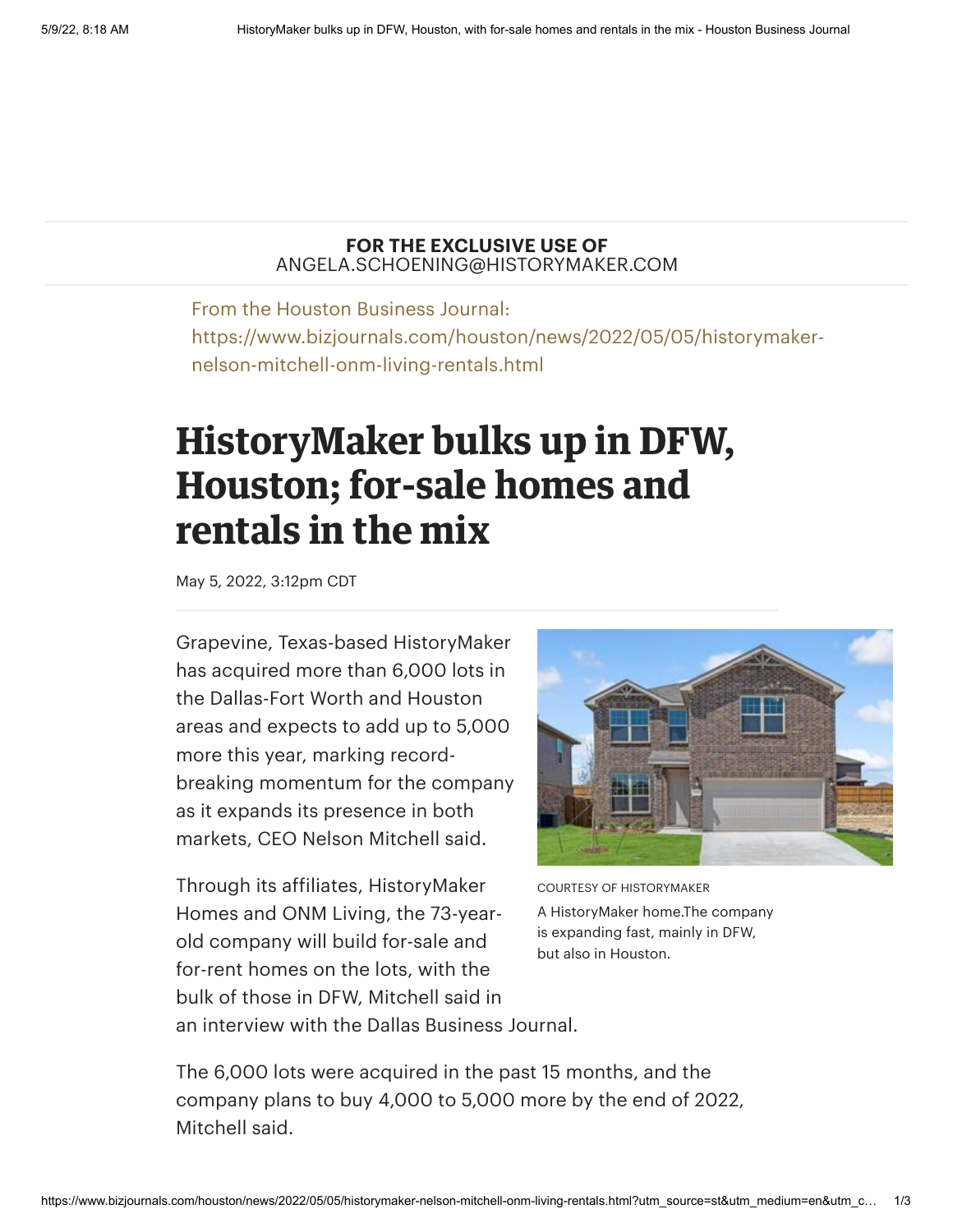**FOR THE EXCLUSIVE USE OF**
ANGELA.SCHOENING@HISTORYMAKER.COM

From the Houston Business Journal:
https://www.bizjournals.com/houston/news/2022/05/05/historymaker-nelson-mitchell-onm-living-rentals.html

# HistoryMaker bulks up in DFW, Houston; for-sale homes and rentals in the mix

May 5, 2022, 3:12pm CDT

Grapevine, Texas-based HistoryMaker has acquired more than 6,000 lots in the Dallas-Fort Worth and Houston areas and expects to add up to 5,000 more this year, marking record-breaking momentum for the company as it expands its presence in both markets, CEO Nelson Mitchell said.

COURTESY OF HISTORYMAKER

A HistoryMaker home.The company is expanding fast, mainly in DFW, but also in Houston.

Through its affiliates, HistoryMaker Homes and ONM Living, the 73-year-old company will build for-sale and for-rent homes on the lots, with the bulk of those in DFW, Mitchell said in an interview with the Dallas Business Journal.

The 6,000 lots were acquired in the past 15 months, and the company plans to buy 4,000 to 5,000 more by the end of 2022, Mitchell said.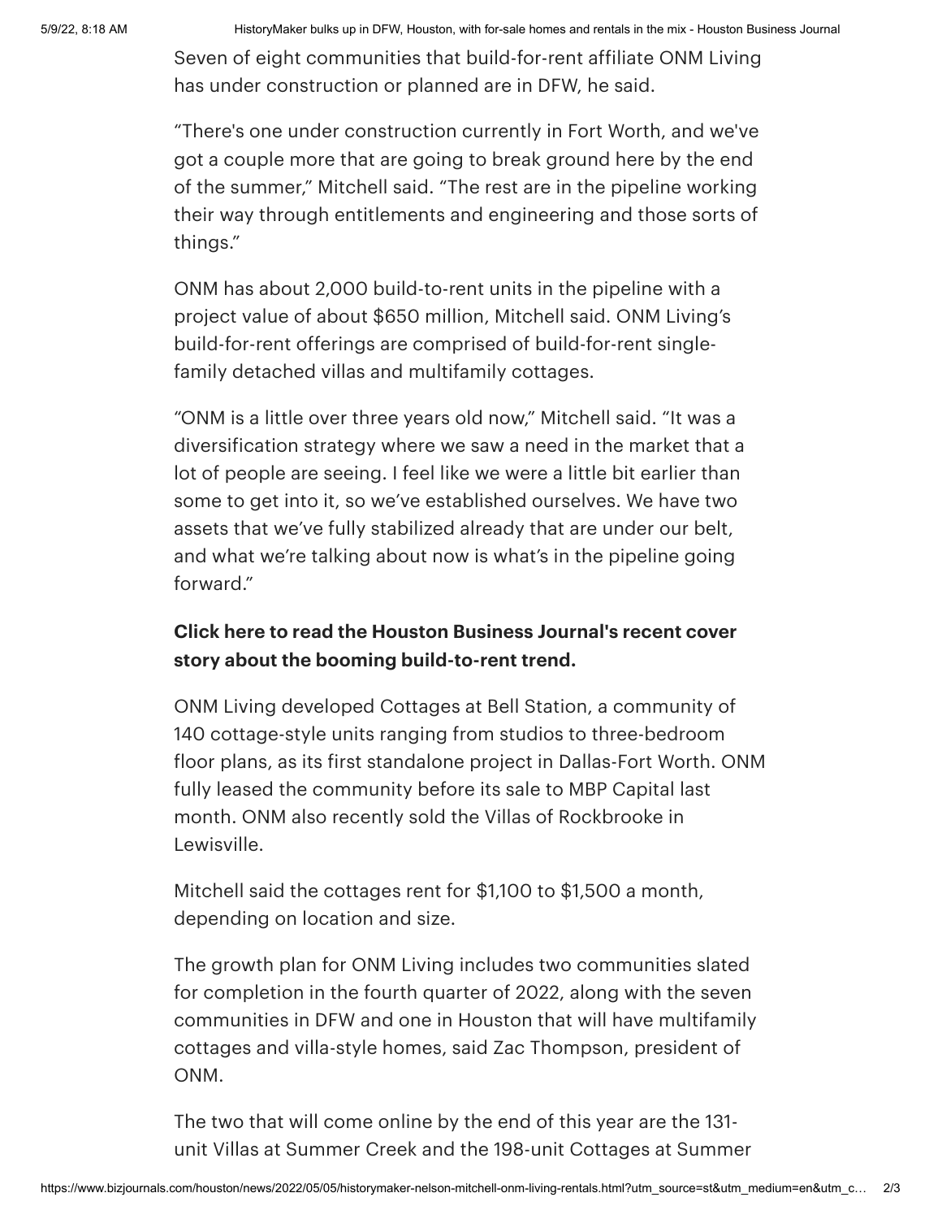Seven of eight communities that build-for-rent affiliate ONM Living has under construction or planned are in DFW, he said.

“There's one under construction currently in Fort Worth, and we've got a couple more that are going to break ground here by the end of the summer,” Mitchell said. “The rest are in the pipeline working their way through entitlements and engineering and those sorts of things.”

ONM has about 2,000 build-to-rent units in the pipeline with a project value of about $650 million, Mitchell said. ONM Living’s build-for-rent offerings are comprised of build-for-rent single-family detached villas and multifamily cottages.

“ONM is a little over three years old now,” Mitchell said. “It was a diversification strategy where we saw a need in the market that a lot of people are seeing. I feel like we were a little bit earlier than some to get into it, so we’ve established ourselves. We have two assets that we’ve fully stabilized already that are under our belt, and what we’re talking about now is what’s in the pipeline going forward.”

**Click here to read the Houston Business Journal's recent cover story about the booming build-to-rent trend.**

ONM Living developed Cottages at Bell Station, a community of 140 cottage-style units ranging from studios to three-bedroom floor plans, as its first standalone project in Dallas-Fort Worth. ONM fully leased the community before its sale to MBP Capital last month. ONM also recently sold the Villas of Rockbrooke in Lewisville.

Mitchell said the cottages rent for $1,100 to $1,500 a month, depending on location and size.

The growth plan for ONM Living includes two communities slated for completion in the fourth quarter of 2022, along with the seven communities in DFW and one in Houston that will have multifamily cottages and villa-style homes, said Zac Thompson, president of ONM.

The two that will come online by the end of this year are the 131-unit Villas at Summer Creek and the 198-unit Cottages at Summer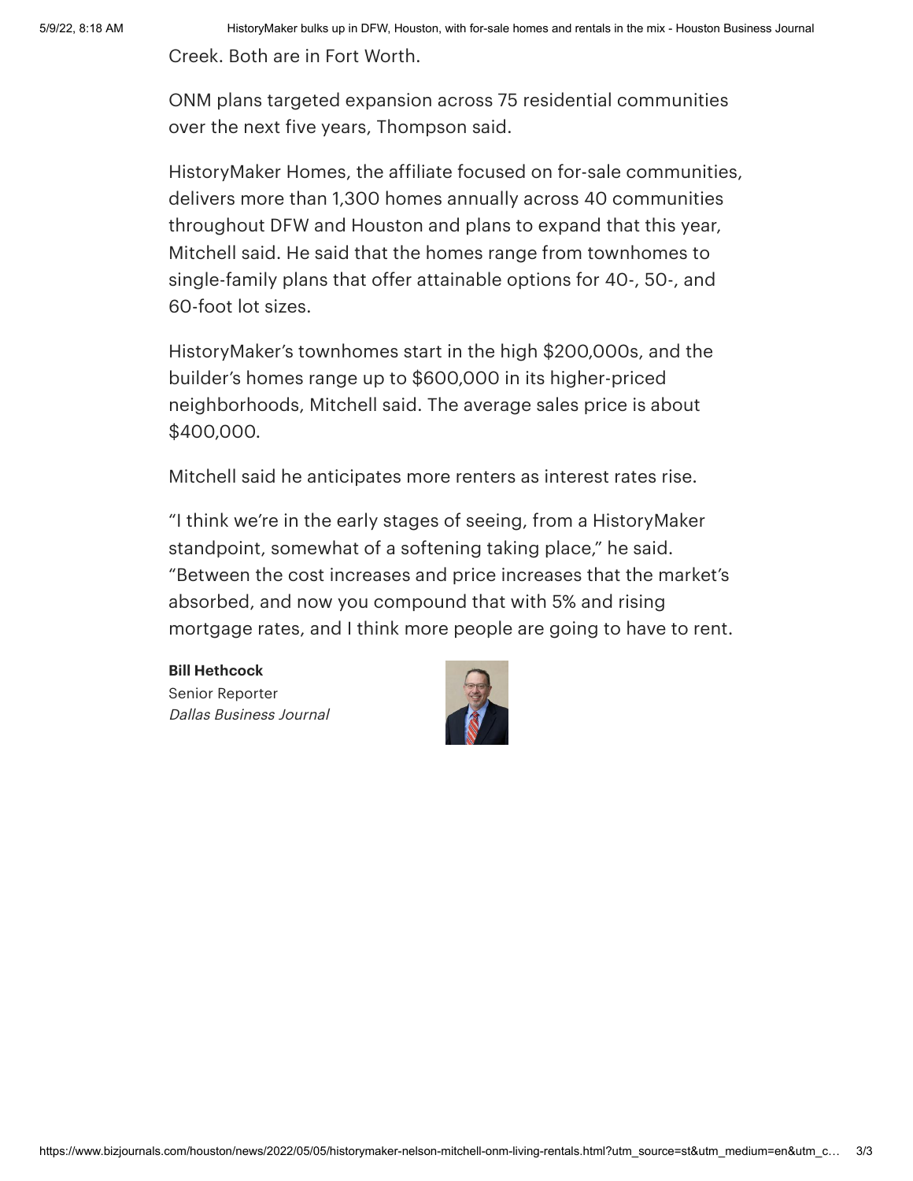Creek. Both are in Fort Worth.

ONM plans targeted expansion across 75 residential communities over the next five years, Thompson said.

HistoryMaker Homes, the affiliate focused on for-sale communities, delivers more than 1,300 homes annually across 40 communities throughout DFW and Houston and plans to expand that this year, Mitchell said. He said that the homes range from townhomes to single-family plans that offer attainable options for 40-, 50-, and 60-foot lot sizes.

HistoryMaker's townhomes start in the high $200,000s, and the builder's homes range up to $600,000 in its higher-priced neighborhoods, Mitchell said. The average sales price is about $400,000.

Mitchell said he anticipates more renters as interest rates rise.

"I think we're in the early stages of seeing, from a HistoryMaker standpoint, somewhat of a softening taking place," he said. "Between the cost increases and price increases that the market's absorbed, and now you compound that with 5% and rising mortgage rates, and I think more people are going to have to rent.

**Bill Hethcock**
Senior Reporter
*Dallas Business Journal*